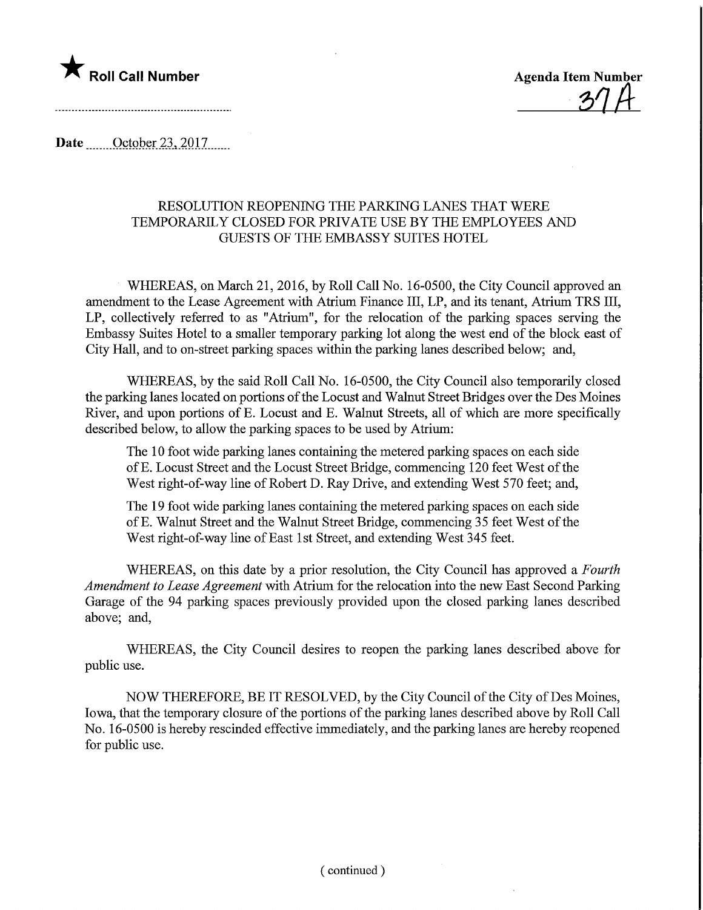★ **Roll Call Number**

**Agenda Item Number**
37A

**Date** October 23, 2017

RESOLUTION REOPENING THE PARKING LANES THAT WERE TEMPORARILY CLOSED FOR PRIVATE USE BY THE EMPLOYEES AND GUESTS OF THE EMBASSY SUITES HOTEL

WHEREAS, on March 21, 2016, by Roll Call No. 16-0500, the City Council approved an amendment to the Lease Agreement with Atrium Finance III, LP, and its tenant, Atrium TRS III, LP, collectively referred to as "Atrium", for the relocation of the parking spaces serving the Embassy Suites Hotel to a smaller temporary parking lot along the west end of the block east of City Hall, and to on-street parking spaces within the parking lanes described below; and,

WHEREAS, by the said Roll Call No. 16-0500, the City Council also temporarily closed the parking lanes located on portions of the Locust and Walnut Street Bridges over the Des Moines River, and upon portions of E. Locust and E. Walnut Streets, all of which are more specifically described below, to allow the parking spaces to be used by Atrium:

> The 10 foot wide parking lanes containing the metered parking spaces on each side of E. Locust Street and the Locust Street Bridge, commencing 120 feet West of the West right-of-way line of Robert D. Ray Drive, and extending West 570 feet; and,
>
> The 19 foot wide parking lanes containing the metered parking spaces on each side of E. Walnut Street and the Walnut Street Bridge, commencing 35 feet West of the West right-of-way line of East 1st Street, and extending West 345 feet.

WHEREAS, on this date by a prior resolution, the City Council has approved a *Fourth Amendment to Lease Agreement* with Atrium for the relocation into the new East Second Parking Garage of the 94 parking spaces previously provided upon the closed parking lanes described above; and,

WHEREAS, the City Council desires to reopen the parking lanes described above for public use.

NOW THEREFORE, BE IT RESOLVED, by the City Council of the City of Des Moines, Iowa, that the temporary closure of the portions of the parking lanes described above by Roll Call No. 16-0500 is hereby rescinded effective immediately, and the parking lanes are hereby reopened for public use.

(continued)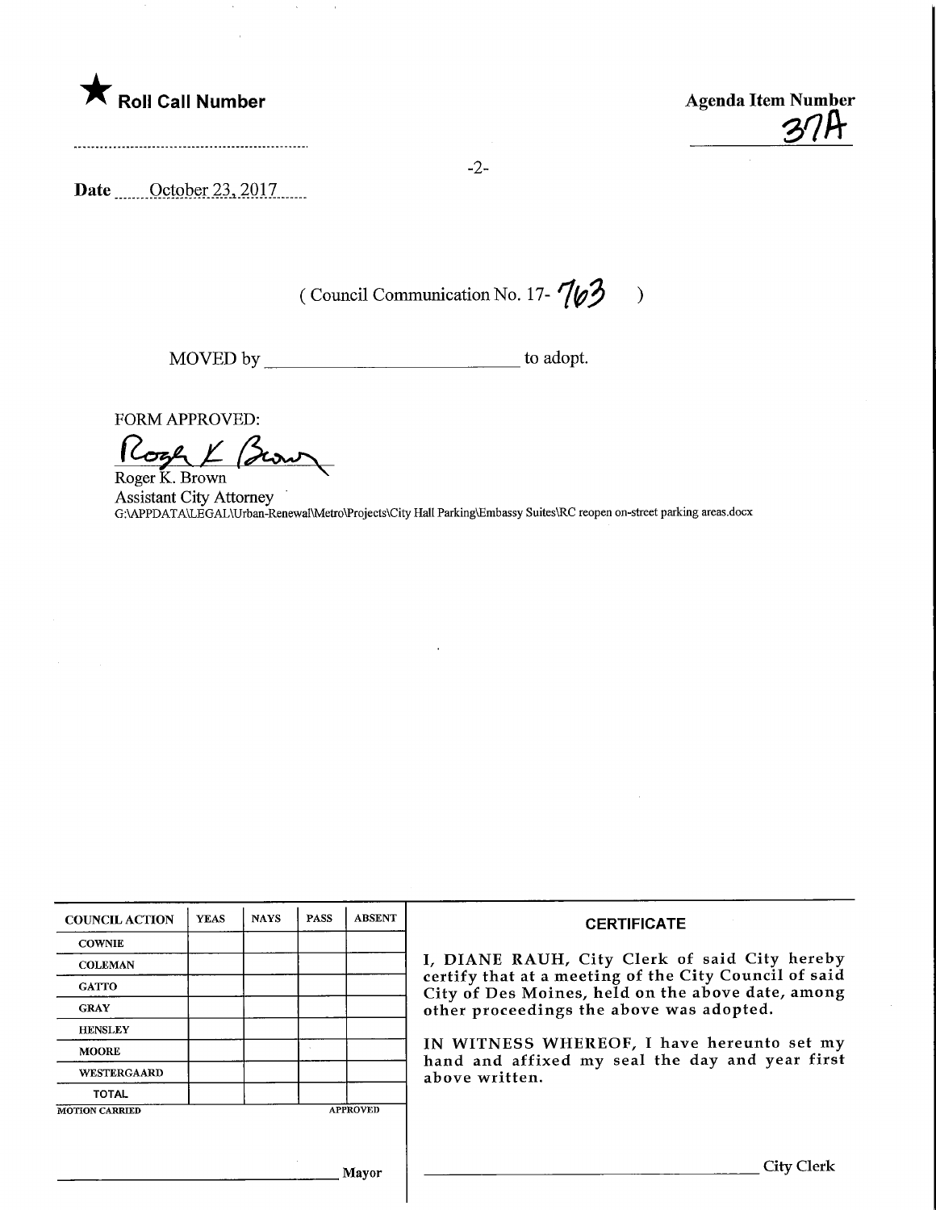★ **Roll Call Number**

**Agenda Item Number**
37A

**Date** October 23, 2017

( Council Communication No. 17- 763 )

MOVED by ____________________________ to adopt.

FORM APPROVED:

Roger K. Brown
Roger K. Brown
Assistant City Attorney
G:\APPDATA\LEGAL\Urban-Renewal\Metro\Projects\City Hall Parking\Embassy Suites\RC reopen on-street parking areas.docx

| COUNCIL ACTION | YEAS | NAYS | PASS | ABSENT |
|---|---|---|---|---|
| COWNIE | | | | |
| COLEMAN | | | | |
| GATTO | | | | |
| GRAY | | | | |
| HENSLEY | | | | |
| MOORE | | | | |
| WESTERGAARD | | | | |
| TOTAL | | | | |

MOTION CARRIED APPROVED

____________________________ Mayor

**CERTIFICATE**

I, DIANE RAUH, City Clerk of said City hereby certify that at a meeting of the City Council of said City of Des Moines, held on the above date, among other proceedings the above was adopted.

IN WITNESS WHEREOF, I have hereunto set my hand and affixed my seal the day and year first above written.

____________________________ City Clerk